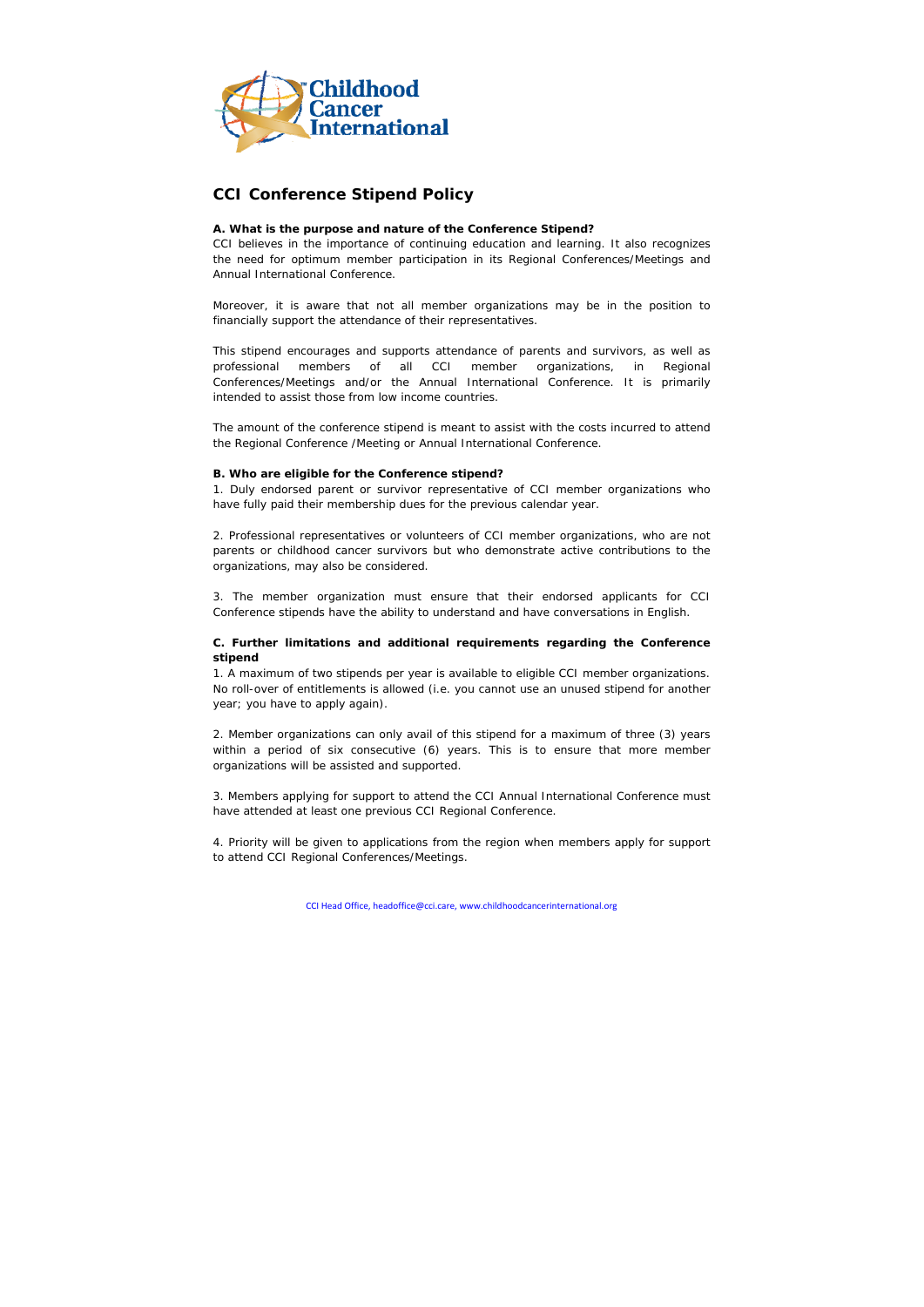# CCI Conference Stipend Policy

**A. What is the purpose and nature of the Conference Stipend?**

CCI believes in the importance of continuing education and learning. It also recognizes the need for optimum member participation in its Regional Conferences/Meetings and Annual International Conference.

Moreover, it is aware that not all member organizations may be in the position to financially support the attendance of their representatives.

This stipend encourages and supports attendance of parents and survivors, as well as professional members of all CCI member organizations, in Regional Conferences/Meetings and/or the Annual International Conference. It is primarily intended to assist those from low income countries.

The amount of the conference stipend is meant to assist with the costs incurred to attend the Regional Conference /Meeting or Annual International Conference.

**B. Who are eligible for the Conference stipend?**

1. Duly endorsed parent or survivor representative of CCI member organizations who have fully paid their membership dues for the previous calendar year.

2. Professional representatives or volunteers of CCI member organizations, who are not parents or childhood cancer survivors but who demonstrate active contributions to the organizations, may also be considered.

3. The member organization must ensure that their endorsed applicants for CCI Conference stipends have the ability to understand and have conversations in English.

**C. Further limitations and additional requirements regarding the Conference stipend**

1. A maximum of two stipends per year is available to eligible CCI member organizations. No roll-over of entitlements is allowed (i.e. you cannot use an unused stipend for another year; you have to apply again).

2. Member organizations can only avail of this stipend for a maximum of three (3) years within a period of six consecutive (6) years. This is to ensure that more member organizations will be assisted and supported.

3. Members applying for support to attend the CCI Annual International Conference must have attended at least one previous CCI Regional Conference.

4. Priority will be given to applications from the region when members apply for support to attend CCI Regional Conferences/Meetings.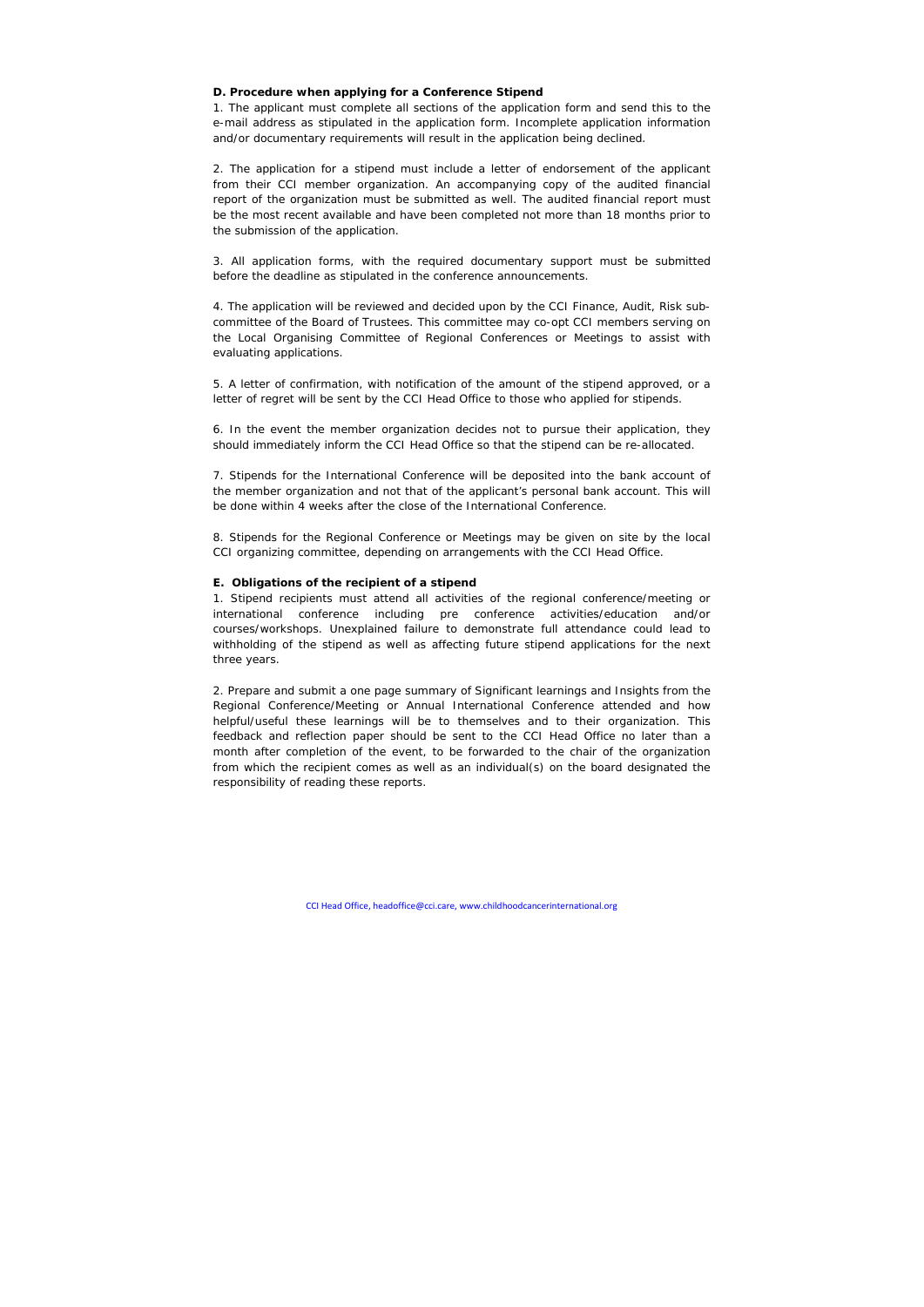**D. Procedure when applying for a Conference Stipend**

1. The applicant must complete all sections of the application form and send this to the e-mail address as stipulated in the application form. Incomplete application information and/or documentary requirements will result in the application being declined.

2. The application for a stipend must include a letter of endorsement of the applicant from their CCI member organization. An accompanying copy of the audited financial report of the organization must be submitted as well. The audited financial report must be the most recent available and have been completed not more than 18 months prior to the submission of the application.

3. All application forms, with the required documentary support must be submitted before the deadline as stipulated in the conference announcements.

4. The application will be reviewed and decided upon by the CCI Finance, Audit, Risk sub-committee of the Board of Trustees. This committee may co-opt CCI members serving on the Local Organising Committee of Regional Conferences or Meetings to assist with evaluating applications.

5. A letter of confirmation, with notification of the amount of the stipend approved, or a letter of regret will be sent by the CCI Head Office to those who applied for stipends.

6. In the event the member organization decides not to pursue their application, they should immediately inform the CCI Head Office so that the stipend can be re-allocated.

7. Stipends for the International Conference will be deposited into the bank account of the member organization and not that of the applicant's personal bank account. This will be done within 4 weeks after the close of the International Conference.

8. Stipends for the Regional Conference or Meetings may be given on site by the local CCI organizing committee, depending on arrangements with the CCI Head Office.

**E. Obligations of the recipient of a stipend**

1. Stipend recipients must attend all activities of the regional conference/meeting or international conference including pre conference activities/education and/or courses/workshops. Unexplained failure to demonstrate full attendance could lead to withholding of the stipend as well as affecting future stipend applications for the next three years.

2. Prepare and submit a one page summary of Significant learnings and Insights from the Regional Conference/Meeting or Annual International Conference attended and how helpful/useful these learnings will be to themselves and to their organization. This feedback and reflection paper should be sent to the CCI Head Office no later than a month after completion of the event, to be forwarded to the chair of the organization from which the recipient comes as well as an individual(s) on the board designated the responsibility of reading these reports.